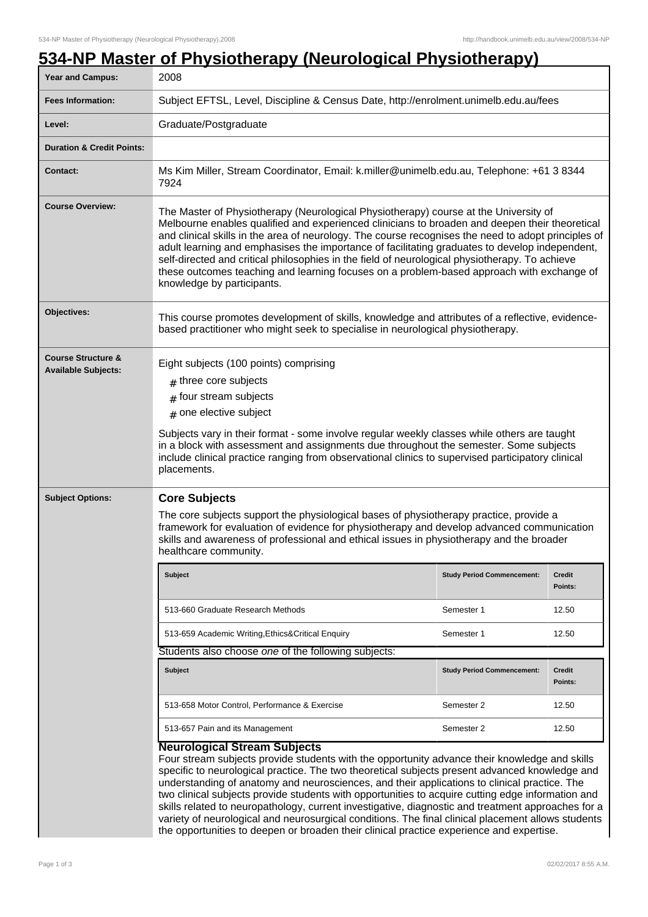# 534-NP Master of Physiotherapy (Neurological Physiotherapy)

| | |
|---|---|
| **Year and Campus:** | 2008 |
| **Fees Information:** | Subject EFTSL, Level, Discipline & Census Date, http://enrolment.unimelb.edu.au/fees |
| **Level:** | Graduate/Postgraduate |
| **Duration & Credit Points:** | |
| **Contact:** | Ms Kim Miller, Stream Coordinator, Email: k.miller@unimelb.edu.au, Telephone: +61 3 8344 7924 |
| **Course Overview:** | The Master of Physiotherapy (Neurological Physiotherapy) course at the University of Melbourne enables qualified and experienced clinicians to broaden and deepen their theoretical and clinical skills in the area of neurology. The course recognises the need to adopt principles of adult learning and emphasises the importance of facilitating graduates to develop independent, self-directed and critical philosophies in the field of neurological physiotherapy. To achieve these outcomes teaching and learning focuses on a problem-based approach with exchange of knowledge by participants. |
| **Objectives:** | This course promotes development of skills, knowledge and attributes of a reflective, evidence-based practitioner who might seek to specialise in neurological physiotherapy. |

**Course Structure & Available Subjects:**

Eight subjects (100 points) comprising

- three core subjects
- four stream subjects
- one elective subject

Subjects vary in their format - some involve regular weekly classes while others are taught in a block with assessment and assignments due throughout the semester. Some subjects include clinical practice ranging from observational clinics to supervised participatory clinical placements.

**Subject Options:**

## Core Subjects

The core subjects support the physiological bases of physiotherapy practice, provide a framework for evaluation of evidence for physiotherapy and develop advanced communication skills and awareness of professional and ethical issues in physiotherapy and the broader healthcare community.

| Subject | Study Period Commencement: | Credit Points: |
|---|---|---|
| 513-660 Graduate Research Methods | Semester 1 | 12.50 |
| 513-659 Academic Writing,Ethics&Critical Enquiry | Semester 1 | 12.50 |

Students also choose *one* of the following subjects:

| Subject | Study Period Commencement: | Credit Points: |
|---|---|---|
| 513-658 Motor Control, Performance & Exercise | Semester 2 | 12.50 |
| 513-657 Pain and its Management | Semester 2 | 12.50 |

## Neurological Stream Subjects

Four stream subjects provide students with the opportunity advance their knowledge and skills specific to neurological practice. The two theoretical subjects present advanced knowledge and understanding of anatomy and neurosciences, and their applications to clinical practice. The two clinical subjects provide students with opportunities to acquire cutting edge information and skills related to neuropathology, current investigative, diagnostic and treatment approaches for a variety of neurological and neurosurgical conditions. The final clinical placement allows students the opportunities to deepen or broaden their clinical practice experience and expertise.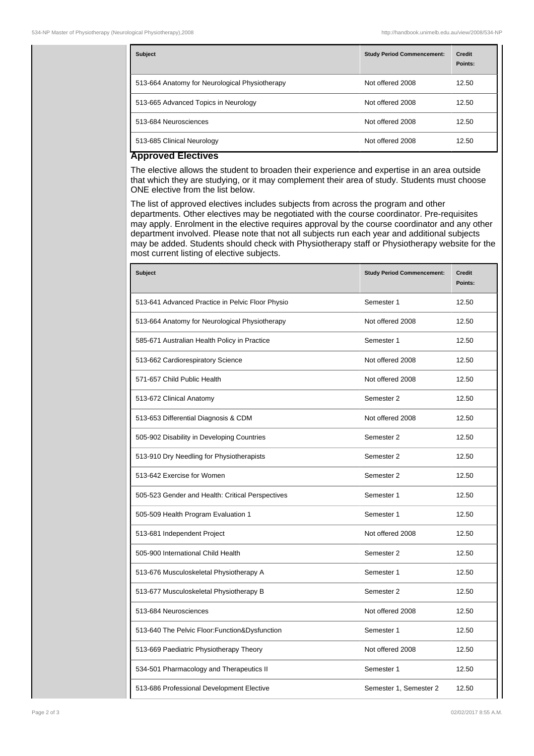| Subject | Study Period Commencement: | Credit Points: |
| --- | --- | --- |
| 513-664 Anatomy for Neurological Physiotherapy | Not offered 2008 | 12.50 |
| 513-665 Advanced Topics in Neurology | Not offered 2008 | 12.50 |
| 513-684 Neurosciences | Not offered 2008 | 12.50 |
| 513-685 Clinical Neurology | Not offered 2008 | 12.50 |

## Approved Electives

The elective allows the student to broaden their experience and expertise in an area outside that which they are studying, or it may complement their area of study. Students must choose ONE elective from the list below.

The list of approved electives includes subjects from across the program and other departments. Other electives may be negotiated with the course coordinator. Pre-requisites may apply. Enrolment in the elective requires approval by the course coordinator and any other department involved. Please note that not all subjects run each year and additional subjects may be added. Students should check with Physiotherapy staff or Physiotherapy website for the most current listing of elective subjects.

| Subject | Study Period Commencement: | Credit Points: |
| --- | --- | --- |
| 513-641 Advanced Practice in Pelvic Floor Physio | Semester 1 | 12.50 |
| 513-664 Anatomy for Neurological Physiotherapy | Not offered 2008 | 12.50 |
| 585-671 Australian Health Policy in Practice | Semester 1 | 12.50 |
| 513-662 Cardiorespiratory Science | Not offered 2008 | 12.50 |
| 571-657 Child Public Health | Not offered 2008 | 12.50 |
| 513-672 Clinical Anatomy | Semester 2 | 12.50 |
| 513-653 Differential Diagnosis & CDM | Not offered 2008 | 12.50 |
| 505-902 Disability in Developing Countries | Semester 2 | 12.50 |
| 513-910 Dry Needling for Physiotherapists | Semester 2 | 12.50 |
| 513-642 Exercise for Women | Semester 2 | 12.50 |
| 505-523 Gender and Health: Critical Perspectives | Semester 1 | 12.50 |
| 505-509 Health Program Evaluation 1 | Semester 1 | 12.50 |
| 513-681 Independent Project | Not offered 2008 | 12.50 |
| 505-900 International Child Health | Semester 2 | 12.50 |
| 513-676 Musculoskeletal Physiotherapy A | Semester 1 | 12.50 |
| 513-677 Musculoskeletal Physiotherapy B | Semester 2 | 12.50 |
| 513-684 Neurosciences | Not offered 2008 | 12.50 |
| 513-640 The Pelvic Floor:Function&Dysfunction | Semester 1 | 12.50 |
| 513-669 Paediatric Physiotherapy Theory | Not offered 2008 | 12.50 |
| 534-501 Pharmacology and Therapeutics II | Semester 1 | 12.50 |
| 513-686 Professional Development Elective | Semester 1, Semester 2 | 12.50 |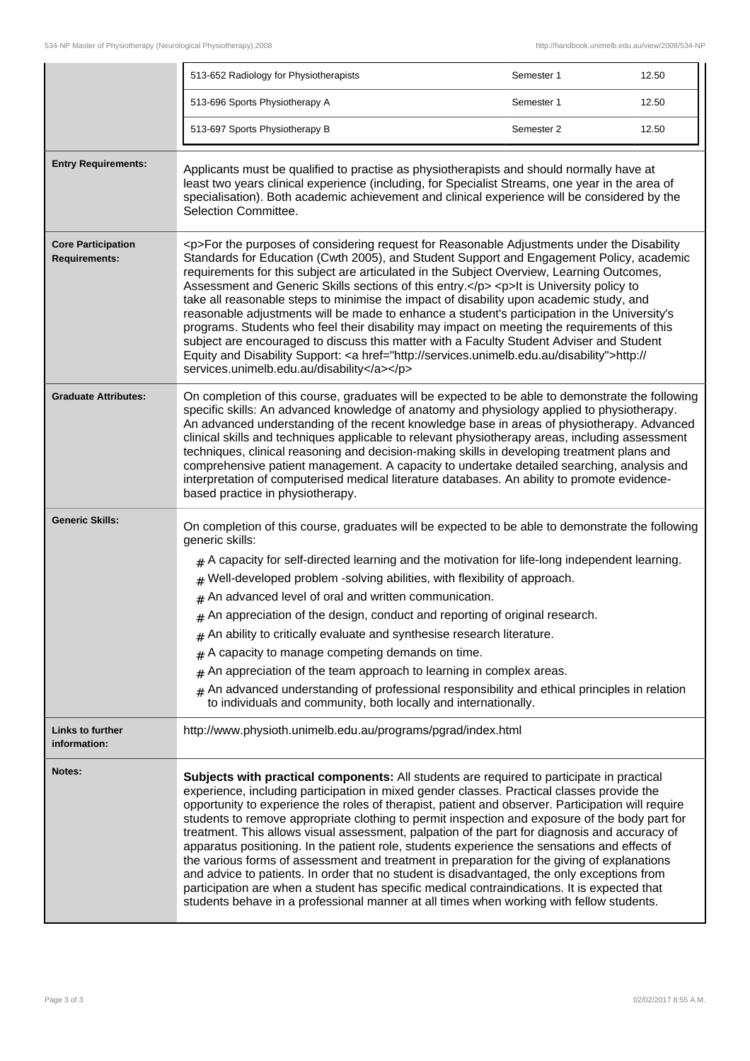| | | | |
|---|---|---|---|
| | 513-652 Radiology for Physiotherapists | Semester 1 | 12.50 |
| | 513-696 Sports Physiotherapy A | Semester 1 | 12.50 |
| | 513-697 Sports Physiotherapy B | Semester 2 | 12.50 |

| | |
|---|---|
| **Entry Requirements:** | Applicants must be qualified to practise as physiotherapists and should normally have at least two years clinical experience (including, for Specialist Streams, one year in the area of specialisation). Both academic achievement and clinical experience will be considered by the Selection Committee. |
| **Core Participation Requirements:** | <p>For the purposes of considering request for Reasonable Adjustments under the Disability Standards for Education (Cwth 2005), and Student Support and Engagement Policy, academic requirements for this subject are articulated in the Subject Overview, Learning Outcomes, Assessment and Generic Skills sections of this entry.</p> <p>It is University policy to take all reasonable steps to minimise the impact of disability upon academic study, and reasonable adjustments will be made to enhance a student's participation in the University's programs. Students who feel their disability may impact on meeting the requirements of this subject are encouraged to discuss this matter with a Faculty Student Adviser and Student Equity and Disability Support: <a href="http://services.unimelb.edu.au/disability">http://services.unimelb.edu.au/disability</a></p> |
| **Graduate Attributes:** | On completion of this course, graduates will be expected to be able to demonstrate the following specific skills: An advanced knowledge of anatomy and physiology applied to physiotherapy. An advanced understanding of the recent knowledge base in areas of physiotherapy. Advanced clinical skills and techniques applicable to relevant physiotherapy areas, including assessment techniques, clinical reasoning and decision-making skills in developing treatment plans and comprehensive patient management. A capacity to undertake detailed searching, analysis and interpretation of computerised medical literature databases. An ability to promote evidence-based practice in physiotherapy. |
| **Generic Skills:** | On completion of this course, graduates will be expected to be able to demonstrate the following generic skills: # A capacity for self-directed learning and the motivation for life-long independent learning. # Well-developed problem -solving abilities, with flexibility of approach. # An advanced level of oral and written communication. # An appreciation of the design, conduct and reporting of original research. # An ability to critically evaluate and synthesise research literature. # A capacity to manage competing demands on time. # An appreciation of the team approach to learning in complex areas. # An advanced understanding of professional responsibility and ethical principles in relation to individuals and community, both locally and internationally. |
| **Links to further information:** | http://www.physioth.unimelb.edu.au/programs/pgrad/index.html |
| **Notes:** | **Subjects with practical components:** All students are required to participate in practical experience, including participation in mixed gender classes. Practical classes provide the opportunity to experience the roles of therapist, patient and observer. Participation will require students to remove appropriate clothing to permit inspection and exposure of the body part for treatment. This allows visual assessment, palpation of the part for diagnosis and accuracy of apparatus positioning. In the patient role, students experience the sensations and effects of the various forms of assessment and treatment in preparation for the giving of explanations and advice to patients. In order that no student is disadvantaged, the only exceptions from participation are when a student has specific medical contraindications. It is expected that students behave in a professional manner at all times when working with fellow students. |